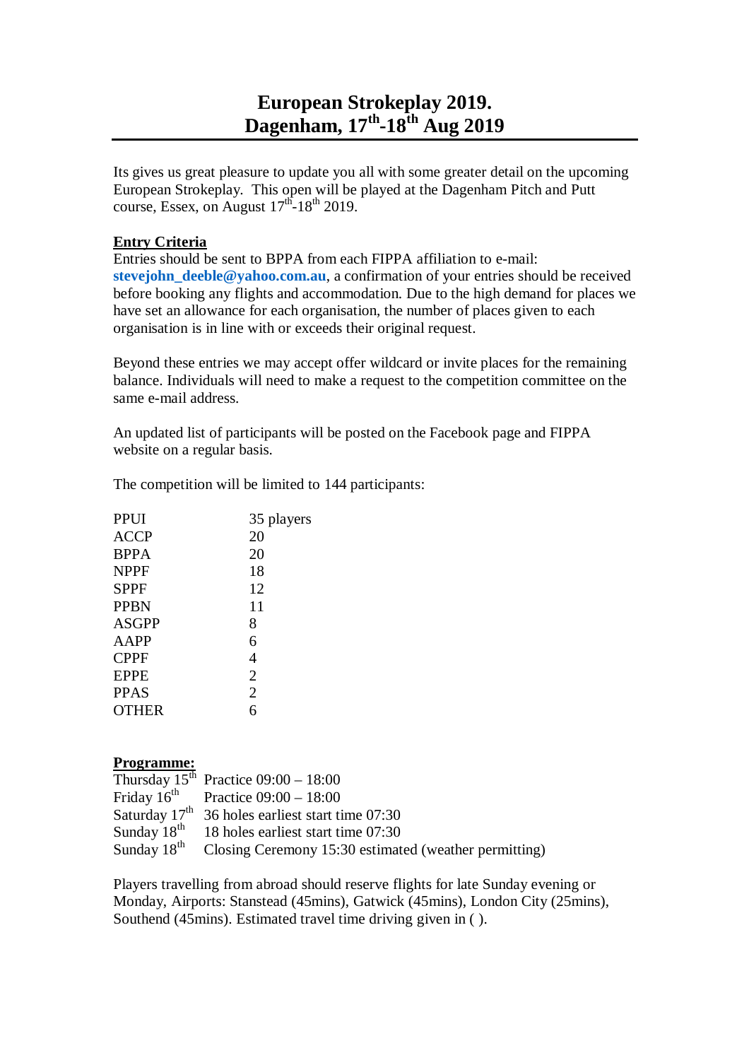# European Strokeplay 2019.
# Dagenham, 17th-18th Aug 2019

Its gives us great pleasure to update you all with some greater detail on the upcoming European Strokeplay. This open will be played at the Dagenham Pitch and Putt course, Essex, on August 17th-18th 2019.

**Entry Criteria**

Entries should be sent to BPPA from each FIPPA affiliation to e-mail: **stevejohn_deeble@yahoo.com.au**, a confirmation of your entries should be received before booking any flights and accommodation. Due to the high demand for places we have set an allowance for each organisation, the number of places given to each organisation is in line with or exceeds their original request.

Beyond these entries we may accept offer wildcard or invite places for the remaining balance. Individuals will need to make a request to the competition committee on the same e-mail address.

An updated list of participants will be posted on the Facebook page and FIPPA website on a regular basis.

The competition will be limited to 144 participants:

| | |
|---|---|
| PPUI | 35 players |
| ACCP | 20 |
| BPPA | 20 |
| NPPF | 18 |
| SPPF | 12 |
| PPBN | 11 |
| ASGPP | 8 |
| AAPP | 6 |
| CPPF | 4 |
| EPPE | 2 |
| PPAS | 2 |
| OTHER | 6 |

**Programme:**

| | |
|---|---|
| Thursday 15th | Practice 09:00 – 18:00 |
| Friday 16th | Practice 09:00 – 18:00 |
| Saturday 17th | 36 holes earliest start time 07:30 |
| Sunday 18th | 18 holes earliest start time 07:30 |
| Sunday 18th | Closing Ceremony 15:30 estimated (weather permitting) |

Players travelling from abroad should reserve flights for late Sunday evening or Monday, Airports: Stanstead (45mins), Gatwick (45mins), London City (25mins), Southend (45mins). Estimated travel time driving given in ( ).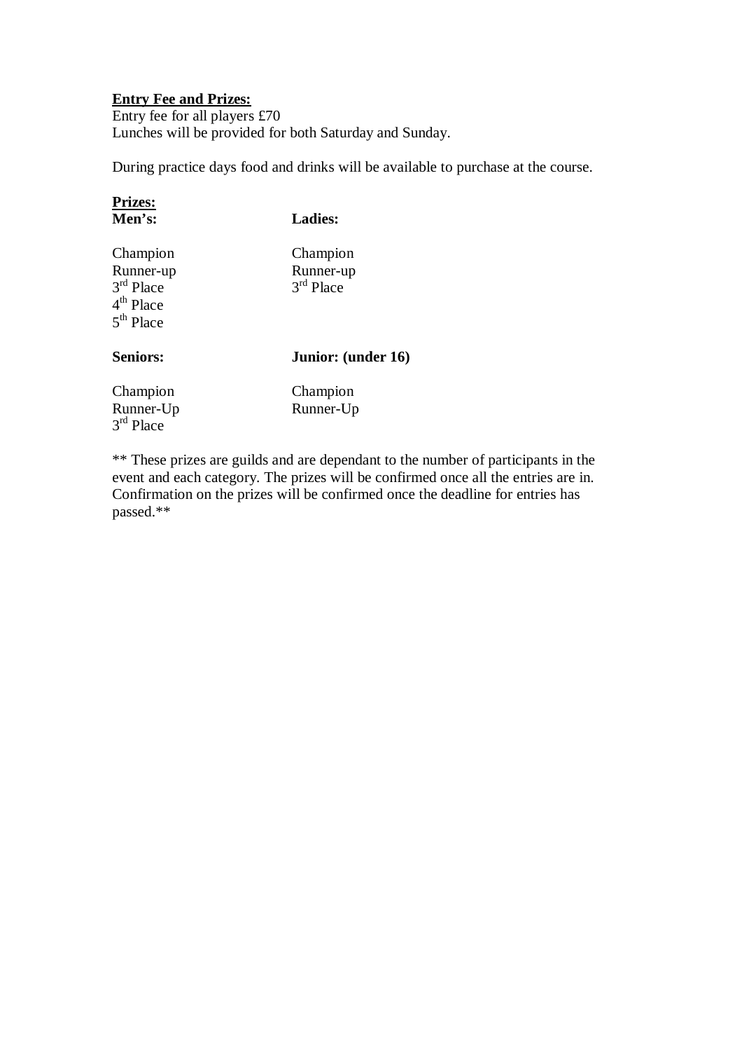**<u>Entry Fee and Prizes:</u>**
Entry fee for all players £70
Lunches will be provided for both Saturday and Sunday.

During practice days food and drinks will be available to purchase at the course.

**<u>Prizes:</u>**

| **Men's:** | **Ladies:** |
| --- | --- |
| Champion | Champion |
| Runner-up | Runner-up |
| 3rd Place | 3rd Place |
| 4th Place | |
| 5th Place | |

| **Seniors:** | **Junior: (under 16)** |
| --- | --- |
| Champion | Champion |
| Runner-Up | Runner-Up |
| 3rd Place | |

** These prizes are guilds and are dependant to the number of participants in the event and each category. The prizes will be confirmed once all the entries are in. Confirmation on the prizes will be confirmed once the deadline for entries has passed.**